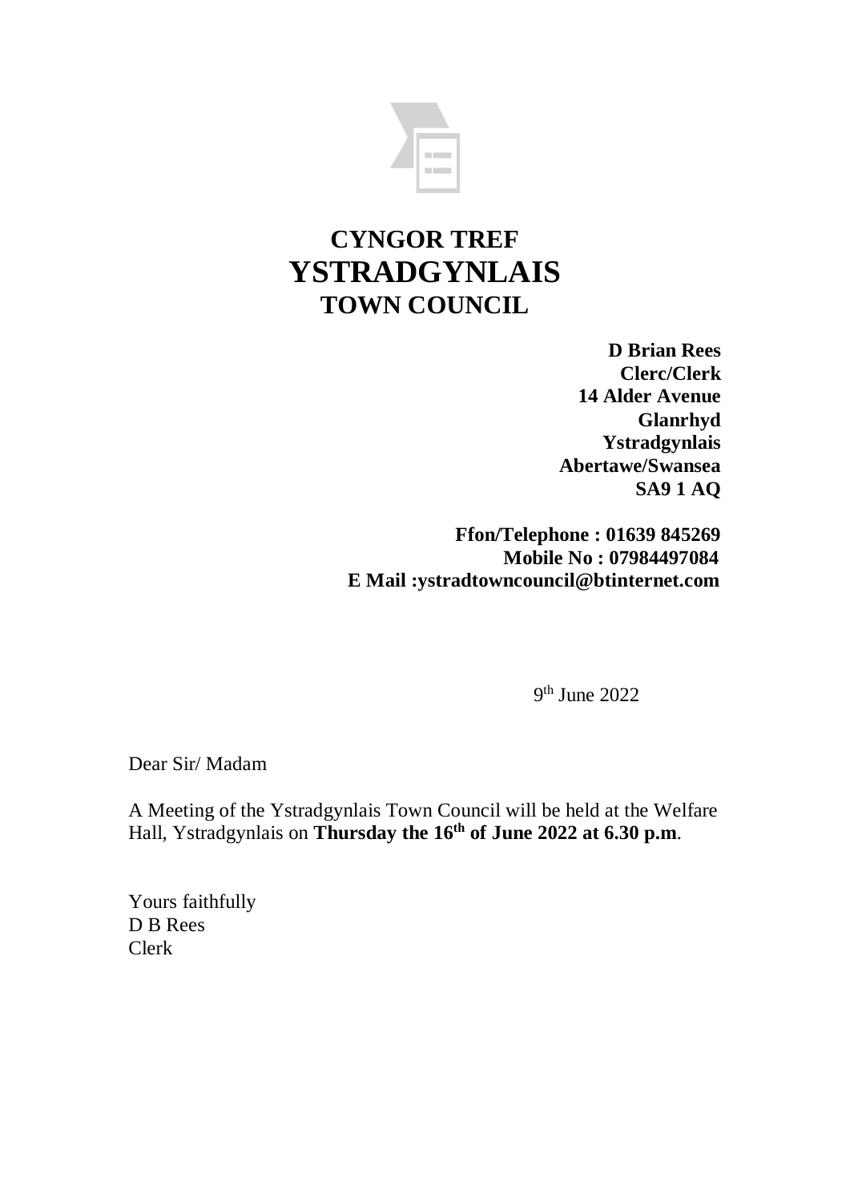# CYNGOR TREF
# YSTRADGYNLAIS
## TOWN COUNCIL

**D Brian Rees**
**Clerc/Clerk**
**14 Alder Avenue**
**Glanrhyd**
**Ystradgynlais**
**Abertawe/Swansea**
**SA9 1 AQ**

**Ffon/Telephone : 01639 845269**
**Mobile No : 07984497084**
**E Mail :ystradtowncouncil@btinternet.com**

9th June 2022

Dear Sir/ Madam

A Meeting of the Ystradgynlais Town Council will be held at the Welfare Hall, Ystradgynlais on **Thursday the 16th of June 2022 at 6.30 p.m**.

Yours faithfully
D B Rees
Clerk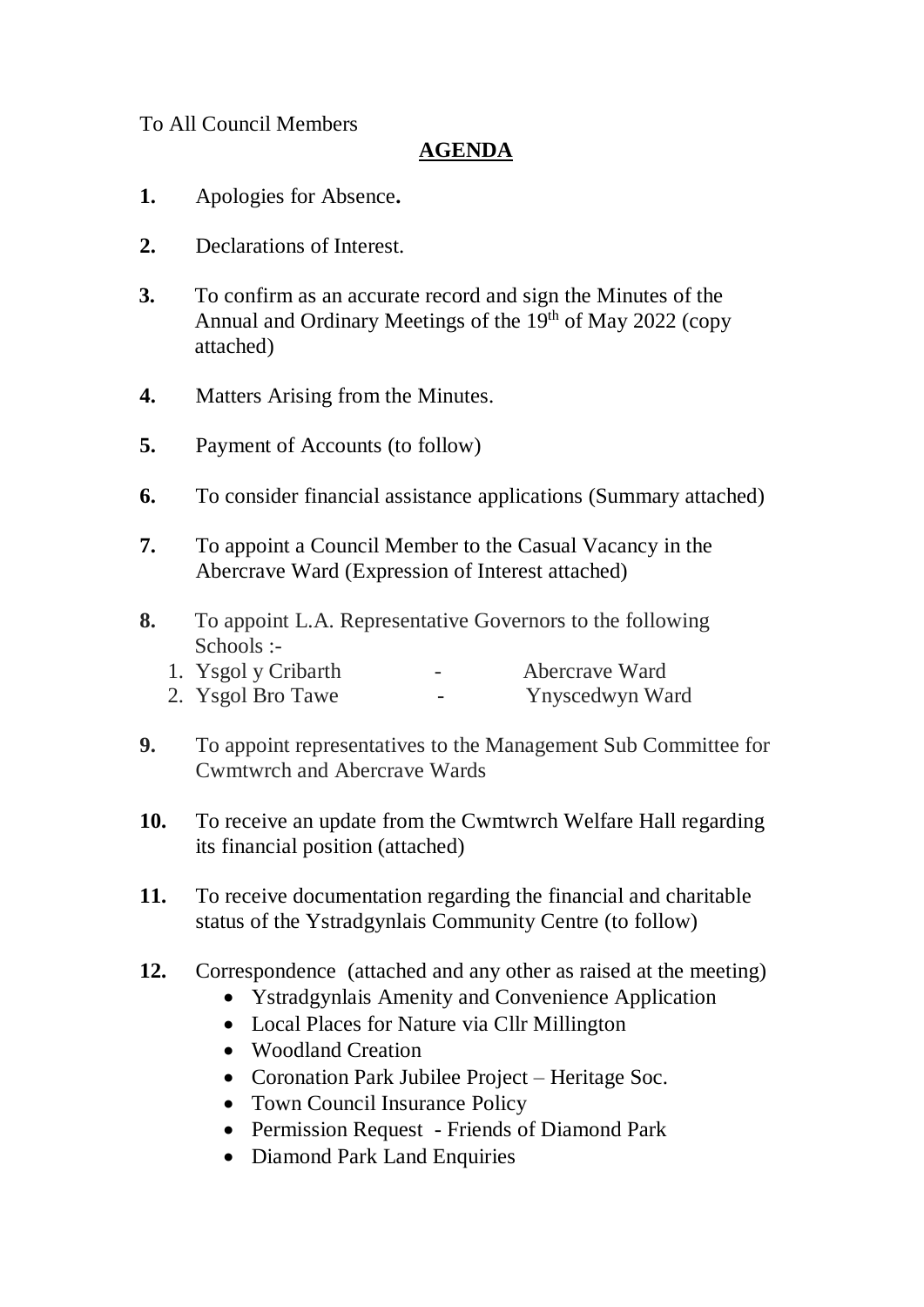To All Council Members

## AGENDA

**1.** Apologies for Absence**.**

**2.** Declarations of Interest.

**3.** To confirm as an accurate record and sign the Minutes of the Annual and Ordinary Meetings of the 19th of May 2022 (copy attached)

**4.** Matters Arising from the Minutes.

**5.** Payment of Accounts (to follow)

**6.** To consider financial assistance applications (Summary attached)

**7.** To appoint a Council Member to the Casual Vacancy in the Abercrave Ward (Expression of Interest attached)

**8.** To appoint L.A. Representative Governors to the following Schools :-

1. Ysgol y Cribarth - Abercrave Ward
2. Ysgol Bro Tawe - Ynyscedwyn Ward

**9.** To appoint representatives to the Management Sub Committee for Cwmtwrch and Abercrave Wards

**10.** To receive an update from the Cwmtwrch Welfare Hall regarding its financial position (attached)

**11.** To receive documentation regarding the financial and charitable status of the Ystradgynlais Community Centre (to follow)

**12.** Correspondence (attached and any other as raised at the meeting)

- Ystradgynlais Amenity and Convenience Application
- Local Places for Nature via Cllr Millington
- Woodland Creation
- Coronation Park Jubilee Project – Heritage Soc.
- Town Council Insurance Policy
- Permission Request - Friends of Diamond Park
- Diamond Park Land Enquiries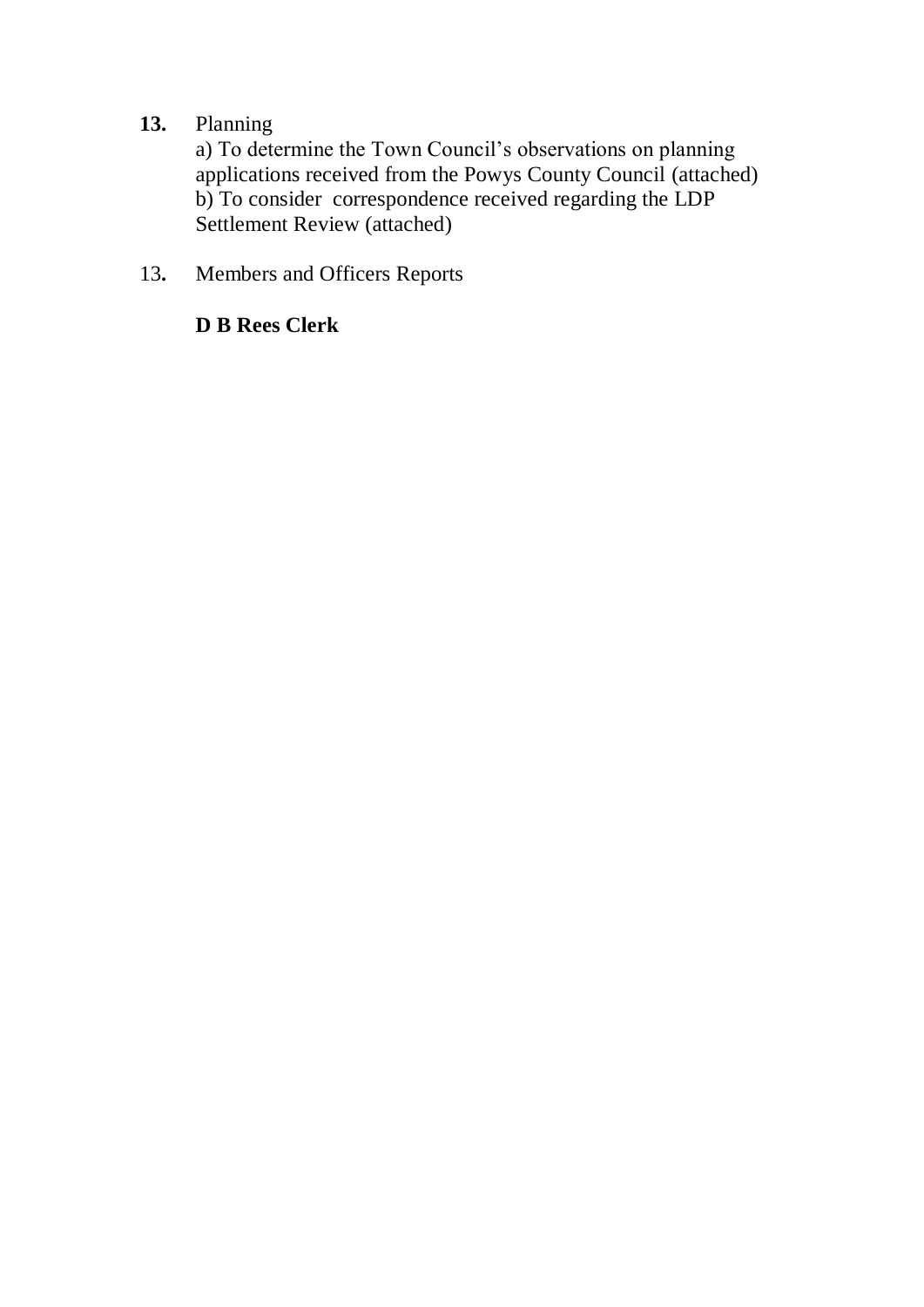**13.** Planning

a) To determine the Town Council's observations on planning applications received from the Powys County Council (attached)
b) To consider  correspondence received regarding the LDP Settlement Review (attached)

13**.** Members and Officers Reports

**D B Rees Clerk**